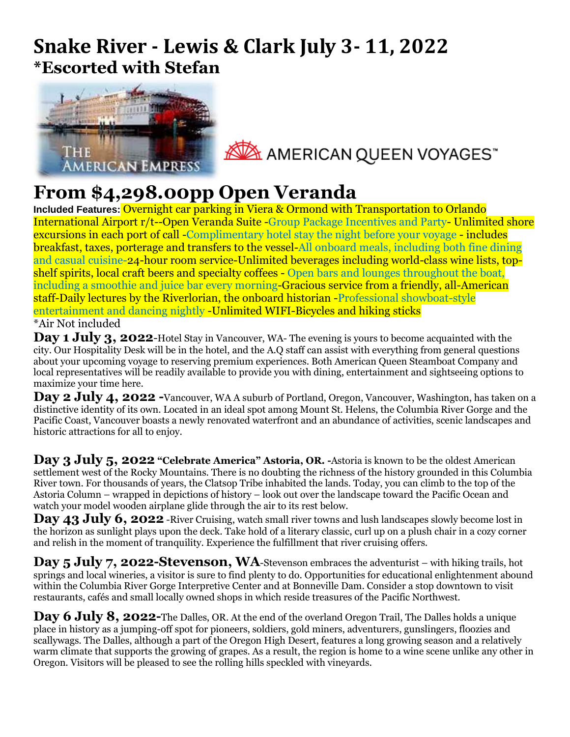# Snake River - Lewis & Clark July 3- 11, 2022

## *Escorted with Stefan

THE AMERICAN EMPRESS

AMERICAN QUEEN VOYAGES™

# From $4,298.00pp Open Veranda

**Included Features:** Overnight car parking in Viera & Ormond with Transportation to Orlando International Airport r/t--Open Veranda Suite -Group Package Incentives and Party- Unlimited shore excursions in each port of call -Complimentary hotel stay the night before your voyage - includes breakfast, taxes, porterage and transfers to the vessel-All onboard meals, including both fine dining and casual cuisine-24-hour room service-Unlimited beverages including world-class wine lists, top-shelf spirits, local craft beers and specialty coffees - Open bars and lounges throughout the boat, including a smoothie and juice bar every morning-Gracious service from a friendly, all-American staff-Daily lectures by the Riverlorian, the onboard historian -Professional showboat-style entertainment and dancing nightly -Unlimited WIFI-Bicycles and hiking sticks

*Air Not included

**Day 1 July 3, 2022**-Hotel Stay in Vancouver, WA- The evening is yours to become acquainted with the city. Our Hospitality Desk will be in the hotel, and the A.Q staff can assist with everything from general questions about your upcoming voyage to reserving premium experiences. Both American Queen Steamboat Company and local representatives will be readily available to provide you with dining, entertainment and sightseeing options to maximize your time here.

**Day 2 July 4, 2022 -**Vancouver, WA A suburb of Portland, Oregon, Vancouver, Washington, has taken on a distinctive identity of its own. Located in an ideal spot among Mount St. Helens, the Columbia River Gorge and the Pacific Coast, Vancouver boasts a newly renovated waterfront and an abundance of activities, scenic landscapes and historic attractions for all to enjoy.

**Day 3 July 5, 2022 "Celebrate America" Astoria, OR. -**Astoria is known to be the oldest American settlement west of the Rocky Mountains. There is no doubting the richness of the history grounded in this Columbia River town. For thousands of years, the Clatsop Tribe inhabited the lands. Today, you can climb to the top of the Astoria Column – wrapped in depictions of history – look out over the landscape toward the Pacific Ocean and watch your model wooden airplane glide through the air to its rest below.

**Day 43 July 6, 2022** -River Cruising, watch small river towns and lush landscapes slowly become lost in the horizon as sunlight plays upon the deck. Take hold of a literary classic, curl up on a plush chair in a cozy corner and relish in the moment of tranquility. Experience the fulfillment that river cruising offers.

**Day 5 July 7, 2022-Stevenson, WA**-Stevenson embraces the adventurist – with hiking trails, hot springs and local wineries, a visitor is sure to find plenty to do. Opportunities for educational enlightenment abound within the Columbia River Gorge Interpretive Center and at Bonneville Dam. Consider a stop downtown to visit restaurants, cafés and small locally owned shops in which reside treasures of the Pacific Northwest.

**Day 6 July 8, 2022-**The Dalles, OR. At the end of the overland Oregon Trail, The Dalles holds a unique place in history as a jumping-off spot for pioneers, soldiers, gold miners, adventurers, gunslingers, floozies and scallywags. The Dalles, although a part of the Oregon High Desert, features a long growing season and a relatively warm climate that supports the growing of grapes. As a result, the region is home to a wine scene unlike any other in Oregon. Visitors will be pleased to see the rolling hills speckled with vineyards.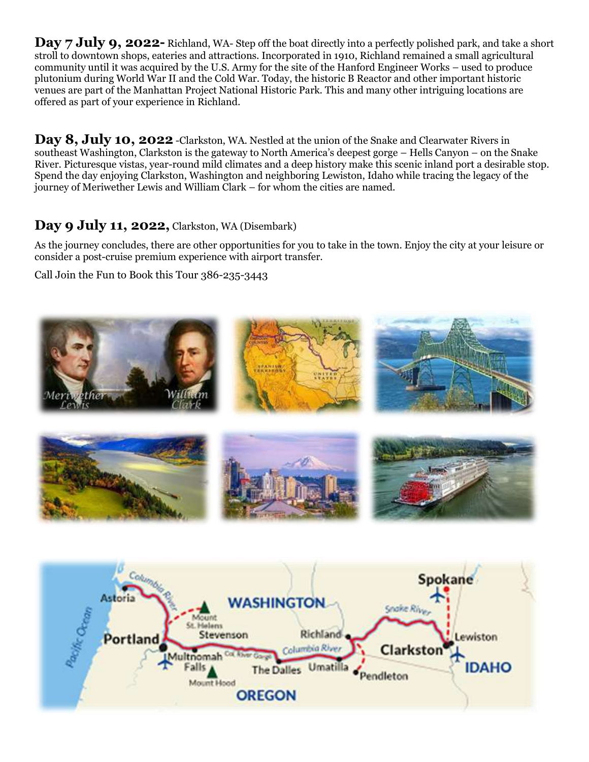**Day 7 July 9, 2022-** Richland, WA- Step off the boat directly into a perfectly polished park, and take a short stroll to downtown shops, eateries and attractions. Incorporated in 1910, Richland remained a small agricultural community until it was acquired by the U.S. Army for the site of the Hanford Engineer Works – used to produce plutonium during World War II and the Cold War. Today, the historic B Reactor and other important historic venues are part of the Manhattan Project National Historic Park. This and many other intriguing locations are offered as part of your experience in Richland.

**Day 8, July 10, 2022** -Clarkston, WA. Nestled at the union of the Snake and Clearwater Rivers in southeast Washington, Clarkston is the gateway to North America's deepest gorge – Hells Canyon – on the Snake River. Picturesque vistas, year-round mild climates and a deep history make this scenic inland port a desirable stop. Spend the day enjoying Clarkston, Washington and neighboring Lewiston, Idaho while tracing the legacy of the journey of Meriwether Lewis and William Clark – for whom the cities are named.

**Day 9 July 11, 2022,** Clarkston, WA (Disembark)

As the journey concludes, there are other opportunities for you to take in the town. Enjoy the city at your leisure or consider a post-cruise premium experience with airport transfer.

Call Join the Fun to Book this Tour 386-235-3443